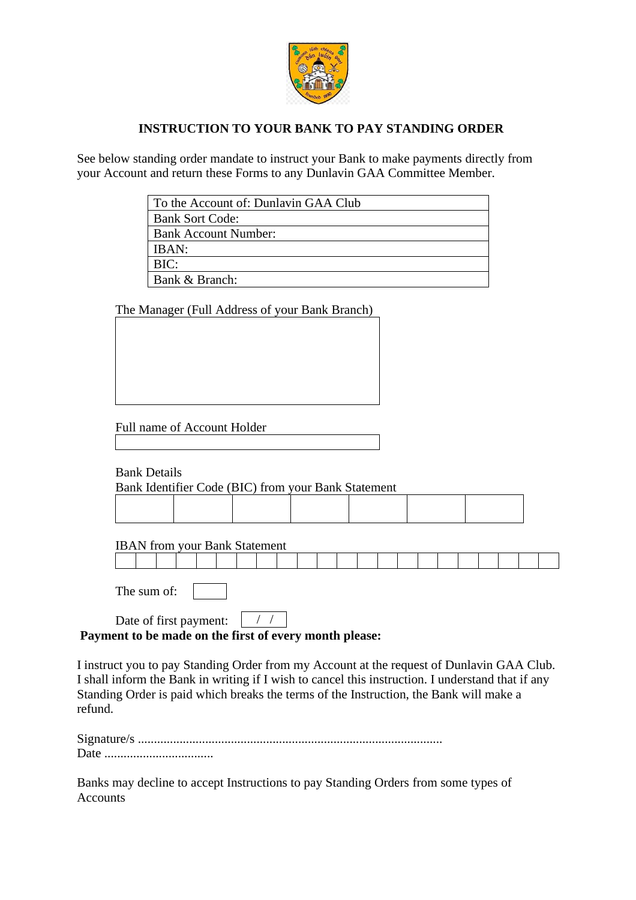**INSTRUCTION TO YOUR BANK TO PAY STANDING ORDER**

See below standing order mandate to instruct your Bank to make payments directly from your Account and return these Forms to any Dunlavin GAA Committee Member.

| To the Account of: Dunlavin GAA Club |
|---|
| Bank Sort Code: |
| Bank Account Number: |
| IBAN: |
| BIC: |
| Bank & Branch: |

The Manager (Full Address of your Bank Branch)

| |
|---|
| |

Full name of Account Holder

| |
|---|
| |

Bank Details

Bank Identifier Code (BIC) from your Bank Statement

| | | | | | | |
|---|---|---|---|---|---|---|
| | | | | | | |

IBAN from your Bank Statement

| | | | | | | | | | | | | | | | | | | | | | |
|---|---|---|---|---|---|---|---|---|---|---|---|---|---|---|---|---|---|---|---|---|---|
| | | | | | | | | | | | | | | | | | | | | | |

The sum of: ______

Date of first payment: &nbsp; / &nbsp; /

**Payment to be made on the first of every month please:**

I instruct you to pay Standing Order from my Account at the request of Dunlavin GAA Club. I shall inform the Bank in writing if I wish to cancel this instruction. I understand that if any Standing Order is paid which breaks the terms of the Instruction, the Bank will make a refund.

Signature/s ..............................................................................................

Date ..................................

Banks may decline to accept Instructions to pay Standing Orders from some types of Accounts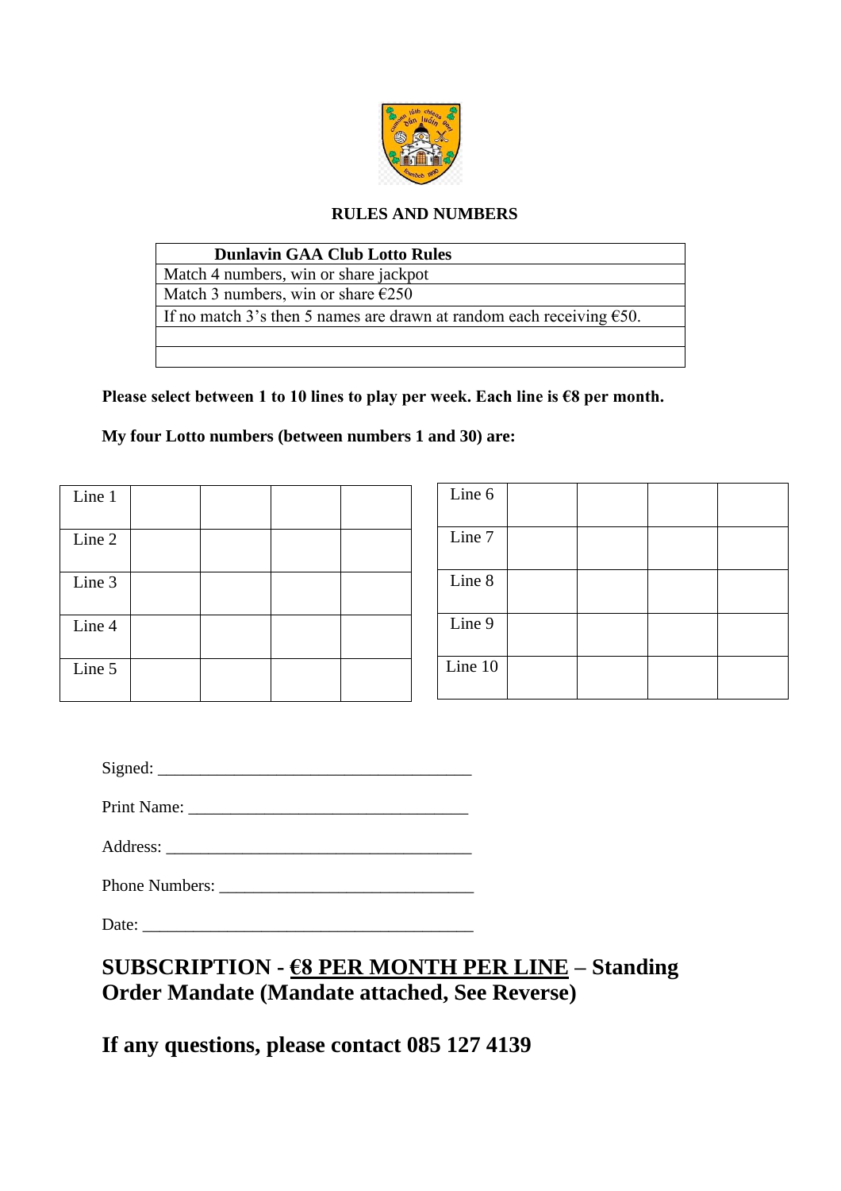**RULES AND NUMBERS**

| **Dunlavin GAA Club Lotto Rules** |
| --- |
| Match 4 numbers, win or share jackpot |
| Match 3 numbers, win or share €250 |
| If no match 3's then 5 names are drawn at random each receiving €50. |
| |
| |

**Please select between 1 to 10 lines to play per week. Each line is €8 per month.**

**My four Lotto numbers (between numbers 1 and 30) are:**

| | | | | |
| --- | --- | --- | --- | --- |
| Line 1 | | | | |
| Line 2 | | | | |
| Line 3 | | | | |
| Line 4 | | | | |
| Line 5 | | | | |

| | | | | |
| --- | --- | --- | --- | --- |
| Line 6 | | | | |
| Line 7 | | | | |
| Line 8 | | | | |
| Line 9 | | | | |
| Line 10 | | | | |

Signed: ____________________________________

Print Name: ________________________________

Address: ___________________________________

Phone Numbers: _____________________________

Date: ______________________________________

## SUBSCRIPTION - €8 PER MONTH PER LINE – Standing Order Mandate (Mandate attached, See Reverse)

## If any questions, please contact 085 127 4139